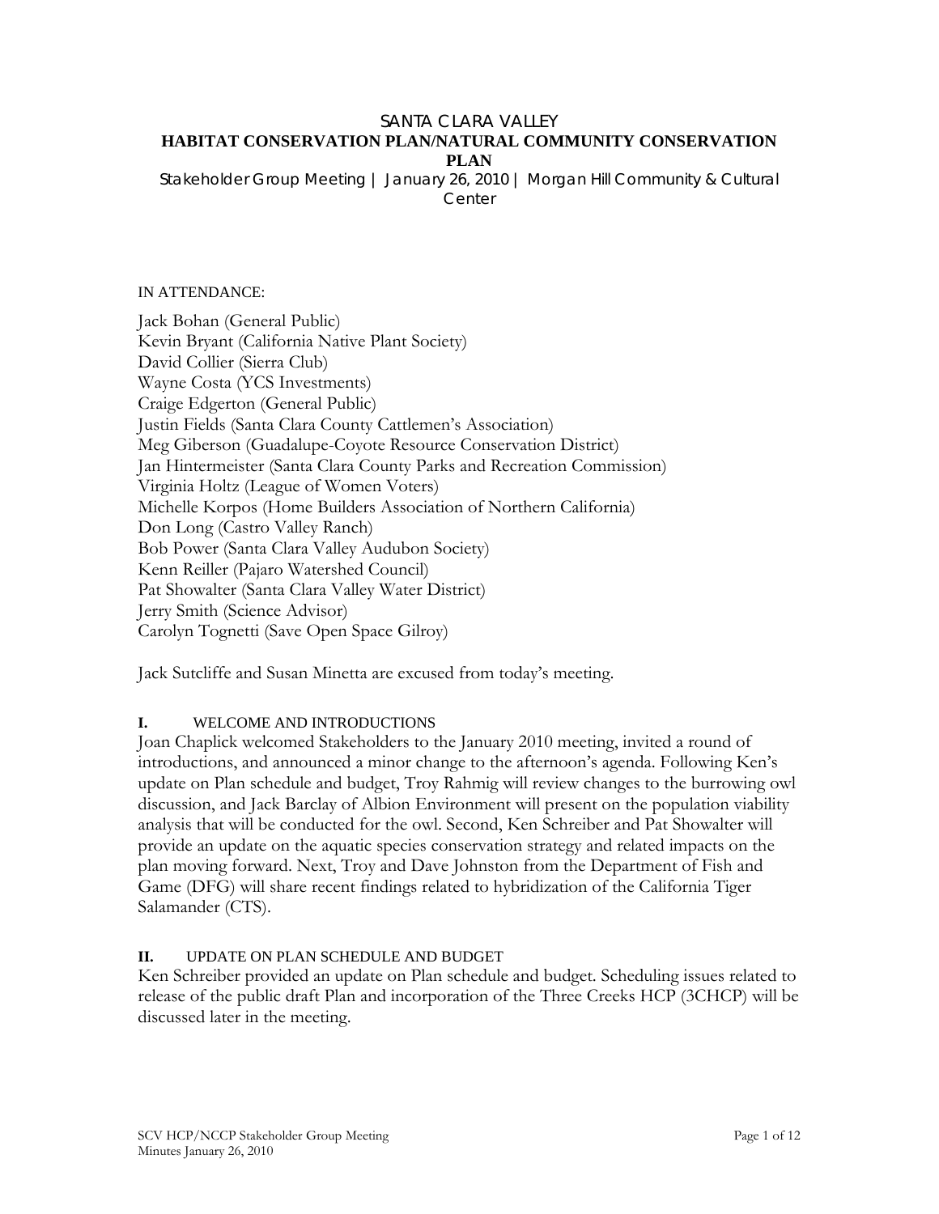# SANTA CLARA VALLEY
# HABITAT CONSERVATION PLAN/NATURAL COMMUNITY CONSERVATION PLAN

Stakeholder Group Meeting | January 26, 2010 | Morgan Hill Community & Cultural Center

IN ATTENDANCE:

Jack Bohan (General Public)
Kevin Bryant (California Native Plant Society)
David Collier (Sierra Club)
Wayne Costa (YCS Investments)
Craige Edgerton (General Public)
Justin Fields (Santa Clara County Cattlemen's Association)
Meg Giberson (Guadalupe-Coyote Resource Conservation District)
Jan Hintermeister (Santa Clara County Parks and Recreation Commission)
Virginia Holtz (League of Women Voters)
Michelle Korpos (Home Builders Association of Northern California)
Don Long (Castro Valley Ranch)
Bob Power (Santa Clara Valley Audubon Society)
Kenn Reiller (Pajaro Watershed Council)
Pat Showalter (Santa Clara Valley Water District)
Jerry Smith (Science Advisor)
Carolyn Tognetti (Save Open Space Gilroy)

Jack Sutcliffe and Susan Minetta are excused from today's meeting.

## I. WELCOME AND INTRODUCTIONS

Joan Chaplick welcomed Stakeholders to the January 2010 meeting, invited a round of introductions, and announced a minor change to the afternoon's agenda. Following Ken's update on Plan schedule and budget, Troy Rahmig will review changes to the burrowing owl discussion, and Jack Barclay of Albion Environment will present on the population viability analysis that will be conducted for the owl. Second, Ken Schreiber and Pat Showalter will provide an update on the aquatic species conservation strategy and related impacts on the plan moving forward. Next, Troy and Dave Johnston from the Department of Fish and Game (DFG) will share recent findings related to hybridization of the California Tiger Salamander (CTS).

## II. UPDATE ON PLAN SCHEDULE AND BUDGET

Ken Schreiber provided an update on Plan schedule and budget. Scheduling issues related to release of the public draft Plan and incorporation of the Three Creeks HCP (3CHCP) will be discussed later in the meeting.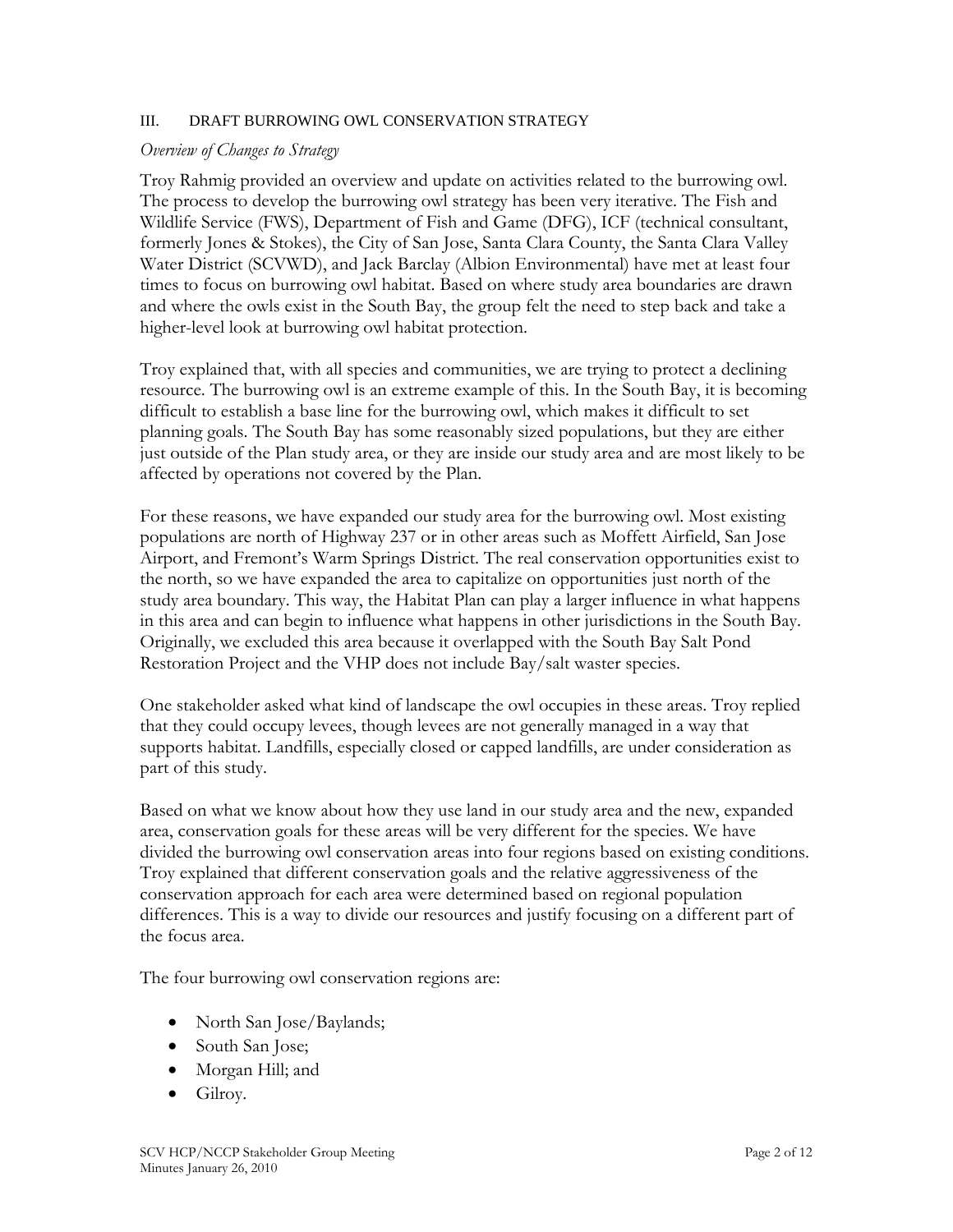## III. DRAFT BURROWING OWL CONSERVATION STRATEGY

*Overview of Changes to Strategy*

Troy Rahmig provided an overview and update on activities related to the burrowing owl. The process to develop the burrowing owl strategy has been very iterative. The Fish and Wildlife Service (FWS), Department of Fish and Game (DFG), ICF (technical consultant, formerly Jones & Stokes), the City of San Jose, Santa Clara County, the Santa Clara Valley Water District (SCVWD), and Jack Barclay (Albion Environmental) have met at least four times to focus on burrowing owl habitat. Based on where study area boundaries are drawn and where the owls exist in the South Bay, the group felt the need to step back and take a higher-level look at burrowing owl habitat protection.

Troy explained that, with all species and communities, we are trying to protect a declining resource. The burrowing owl is an extreme example of this. In the South Bay, it is becoming difficult to establish a base line for the burrowing owl, which makes it difficult to set planning goals. The South Bay has some reasonably sized populations, but they are either just outside of the Plan study area, or they are inside our study area and are most likely to be affected by operations not covered by the Plan.

For these reasons, we have expanded our study area for the burrowing owl. Most existing populations are north of Highway 237 or in other areas such as Moffett Airfield, San Jose Airport, and Fremont's Warm Springs District. The real conservation opportunities exist to the north, so we have expanded the area to capitalize on opportunities just north of the study area boundary. This way, the Habitat Plan can play a larger influence in what happens in this area and can begin to influence what happens in other jurisdictions in the South Bay. Originally, we excluded this area because it overlapped with the South Bay Salt Pond Restoration Project and the VHP does not include Bay/salt waster species.

One stakeholder asked what kind of landscape the owl occupies in these areas. Troy replied that they could occupy levees, though levees are not generally managed in a way that supports habitat. Landfills, especially closed or capped landfills, are under consideration as part of this study.

Based on what we know about how they use land in our study area and the new, expanded area, conservation goals for these areas will be very different for the species. We have divided the burrowing owl conservation areas into four regions based on existing conditions. Troy explained that different conservation goals and the relative aggressiveness of the conservation approach for each area were determined based on regional population differences. This is a way to divide our resources and justify focusing on a different part of the focus area.

The four burrowing owl conservation regions are:

- North San Jose/Baylands;
- South San Jose;
- Morgan Hill; and
- Gilroy.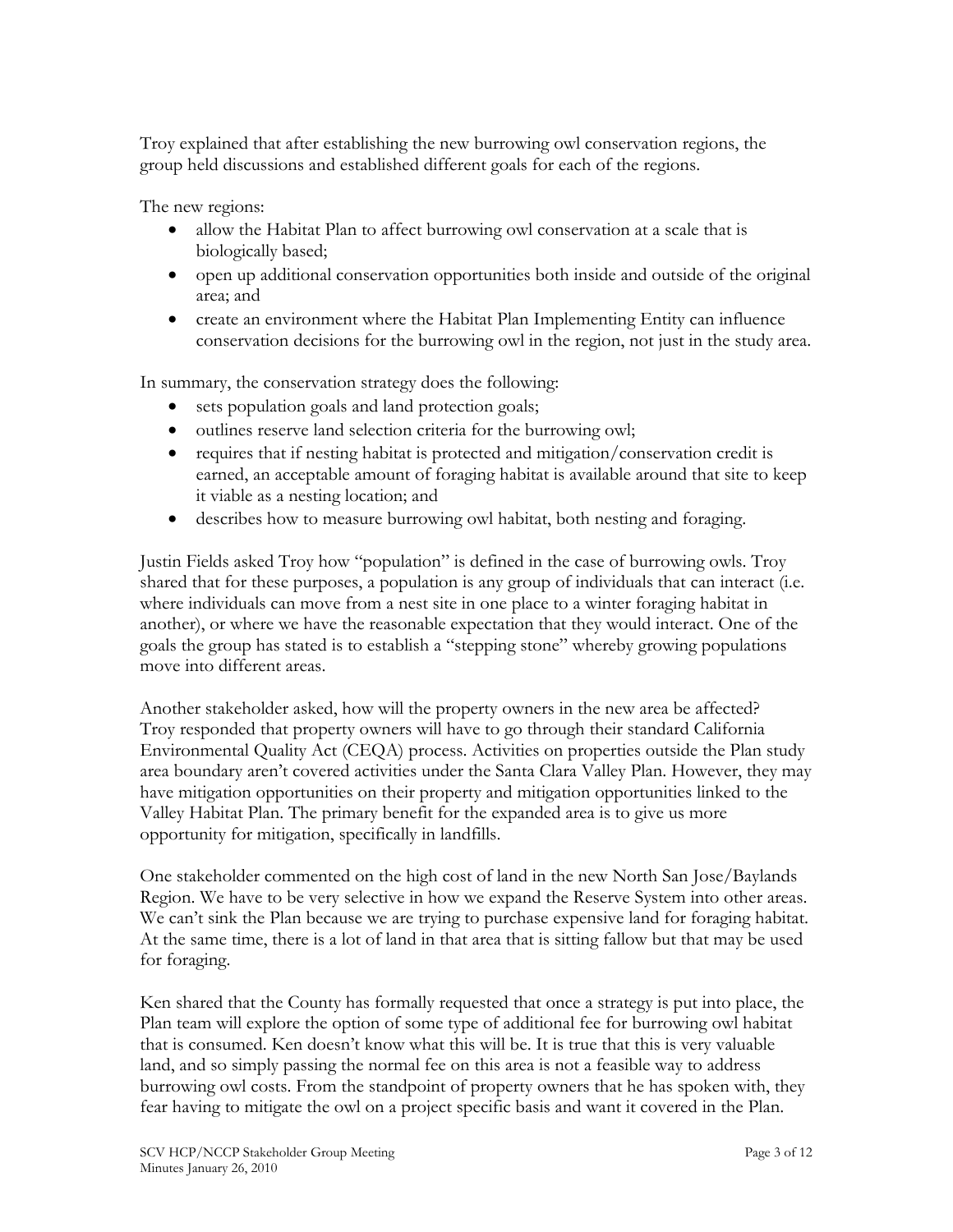Troy explained that after establishing the new burrowing owl conservation regions, the group held discussions and established different goals for each of the regions.

The new regions:

- allow the Habitat Plan to affect burrowing owl conservation at a scale that is biologically based;
- open up additional conservation opportunities both inside and outside of the original area; and
- create an environment where the Habitat Plan Implementing Entity can influence conservation decisions for the burrowing owl in the region, not just in the study area.

In summary, the conservation strategy does the following:

- sets population goals and land protection goals;
- outlines reserve land selection criteria for the burrowing owl;
- requires that if nesting habitat is protected and mitigation/conservation credit is earned, an acceptable amount of foraging habitat is available around that site to keep it viable as a nesting location; and
- describes how to measure burrowing owl habitat, both nesting and foraging.

Justin Fields asked Troy how "population" is defined in the case of burrowing owls. Troy shared that for these purposes, a population is any group of individuals that can interact (i.e. where individuals can move from a nest site in one place to a winter foraging habitat in another), or where we have the reasonable expectation that they would interact. One of the goals the group has stated is to establish a "stepping stone" whereby growing populations move into different areas.

Another stakeholder asked, how will the property owners in the new area be affected? Troy responded that property owners will have to go through their standard California Environmental Quality Act (CEQA) process. Activities on properties outside the Plan study area boundary aren't covered activities under the Santa Clara Valley Plan. However, they may have mitigation opportunities on their property and mitigation opportunities linked to the Valley Habitat Plan. The primary benefit for the expanded area is to give us more opportunity for mitigation, specifically in landfills.

One stakeholder commented on the high cost of land in the new North San Jose/Baylands Region. We have to be very selective in how we expand the Reserve System into other areas. We can't sink the Plan because we are trying to purchase expensive land for foraging habitat. At the same time, there is a lot of land in that area that is sitting fallow but that may be used for foraging.

Ken shared that the County has formally requested that once a strategy is put into place, the Plan team will explore the option of some type of additional fee for burrowing owl habitat that is consumed. Ken doesn't know what this will be. It is true that this is very valuable land, and so simply passing the normal fee on this area is not a feasible way to address burrowing owl costs. From the standpoint of property owners that he has spoken with, they fear having to mitigate the owl on a project specific basis and want it covered in the Plan.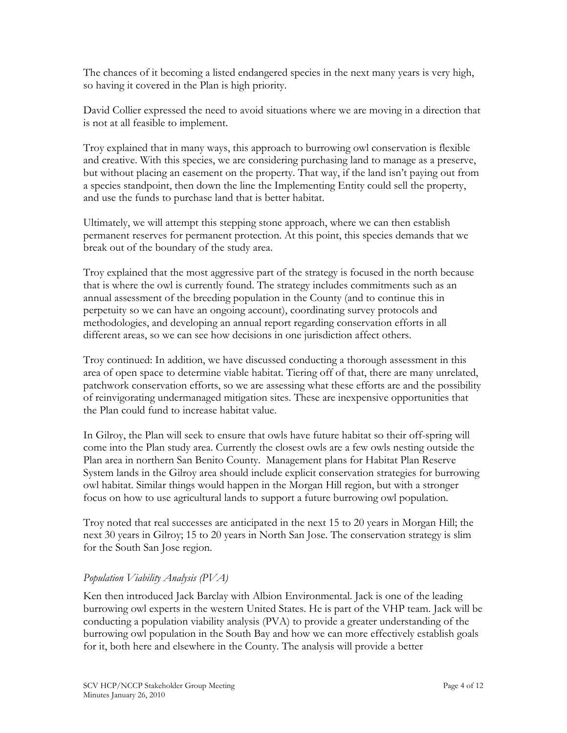The chances of it becoming a listed endangered species in the next many years is very high, so having it covered in the Plan is high priority.

David Collier expressed the need to avoid situations where we are moving in a direction that is not at all feasible to implement.

Troy explained that in many ways, this approach to burrowing owl conservation is flexible and creative. With this species, we are considering purchasing land to manage as a preserve, but without placing an easement on the property. That way, if the land isn't paying out from a species standpoint, then down the line the Implementing Entity could sell the property, and use the funds to purchase land that is better habitat.

Ultimately, we will attempt this stepping stone approach, where we can then establish permanent reserves for permanent protection. At this point, this species demands that we break out of the boundary of the study area.

Troy explained that the most aggressive part of the strategy is focused in the north because that is where the owl is currently found. The strategy includes commitments such as an annual assessment of the breeding population in the County (and to continue this in perpetuity so we can have an ongoing account), coordinating survey protocols and methodologies, and developing an annual report regarding conservation efforts in all different areas, so we can see how decisions in one jurisdiction affect others.

Troy continued: In addition, we have discussed conducting a thorough assessment in this area of open space to determine viable habitat. Tiering off of that, there are many unrelated, patchwork conservation efforts, so we are assessing what these efforts are and the possibility of reinvigorating undermanaged mitigation sites. These are inexpensive opportunities that the Plan could fund to increase habitat value.

In Gilroy, the Plan will seek to ensure that owls have future habitat so their off-spring will come into the Plan study area. Currently the closest owls are a few owls nesting outside the Plan area in northern San Benito County. Management plans for Habitat Plan Reserve System lands in the Gilroy area should include explicit conservation strategies for burrowing owl habitat. Similar things would happen in the Morgan Hill region, but with a stronger focus on how to use agricultural lands to support a future burrowing owl population.

Troy noted that real successes are anticipated in the next 15 to 20 years in Morgan Hill; the next 30 years in Gilroy; 15 to 20 years in North San Jose. The conservation strategy is slim for the South San Jose region.

*Population Viability Analysis (PVA)*

Ken then introduced Jack Barclay with Albion Environmental. Jack is one of the leading burrowing owl experts in the western United States. He is part of the VHP team. Jack will be conducting a population viability analysis (PVA) to provide a greater understanding of the burrowing owl population in the South Bay and how we can more effectively establish goals for it, both here and elsewhere in the County. The analysis will provide a better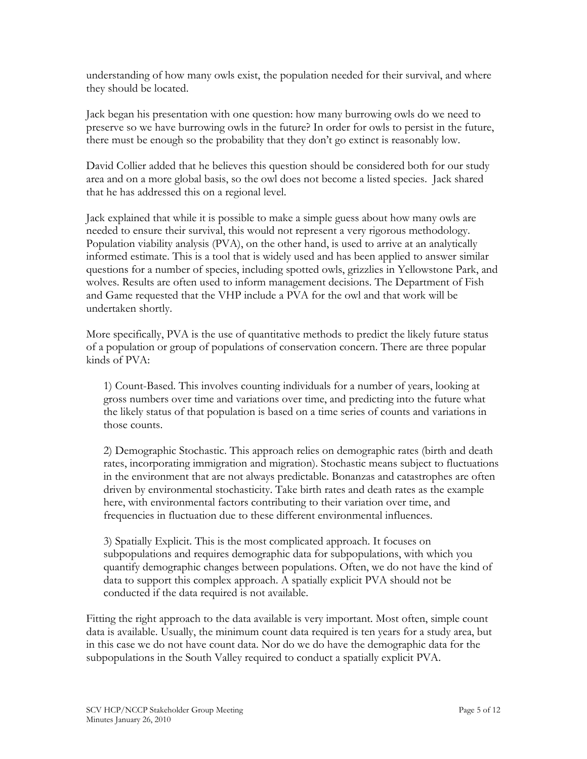understanding of how many owls exist, the population needed for their survival, and where they should be located.

Jack began his presentation with one question: how many burrowing owls do we need to preserve so we have burrowing owls in the future? In order for owls to persist in the future, there must be enough so the probability that they don't go extinct is reasonably low.

David Collier added that he believes this question should be considered both for our study area and on a more global basis, so the owl does not become a listed species. Jack shared that he has addressed this on a regional level.

Jack explained that while it is possible to make a simple guess about how many owls are needed to ensure their survival, this would not represent a very rigorous methodology. Population viability analysis (PVA), on the other hand, is used to arrive at an analytically informed estimate. This is a tool that is widely used and has been applied to answer similar questions for a number of species, including spotted owls, grizzlies in Yellowstone Park, and wolves. Results are often used to inform management decisions. The Department of Fish and Game requested that the VHP include a PVA for the owl and that work will be undertaken shortly.

More specifically, PVA is the use of quantitative methods to predict the likely future status of a population or group of populations of conservation concern. There are three popular kinds of PVA:

1) Count-Based. This involves counting individuals for a number of years, looking at gross numbers over time and variations over time, and predicting into the future what the likely status of that population is based on a time series of counts and variations in those counts.

2) Demographic Stochastic. This approach relies on demographic rates (birth and death rates, incorporating immigration and migration). Stochastic means subject to fluctuations in the environment that are not always predictable. Bonanzas and catastrophes are often driven by environmental stochasticity. Take birth rates and death rates as the example here, with environmental factors contributing to their variation over time, and frequencies in fluctuation due to these different environmental influences.

3) Spatially Explicit. This is the most complicated approach. It focuses on subpopulations and requires demographic data for subpopulations, with which you quantify demographic changes between populations. Often, we do not have the kind of data to support this complex approach. A spatially explicit PVA should not be conducted if the data required is not available.

Fitting the right approach to the data available is very important. Most often, simple count data is available. Usually, the minimum count data required is ten years for a study area, but in this case we do not have count data. Nor do we do have the demographic data for the subpopulations in the South Valley required to conduct a spatially explicit PVA.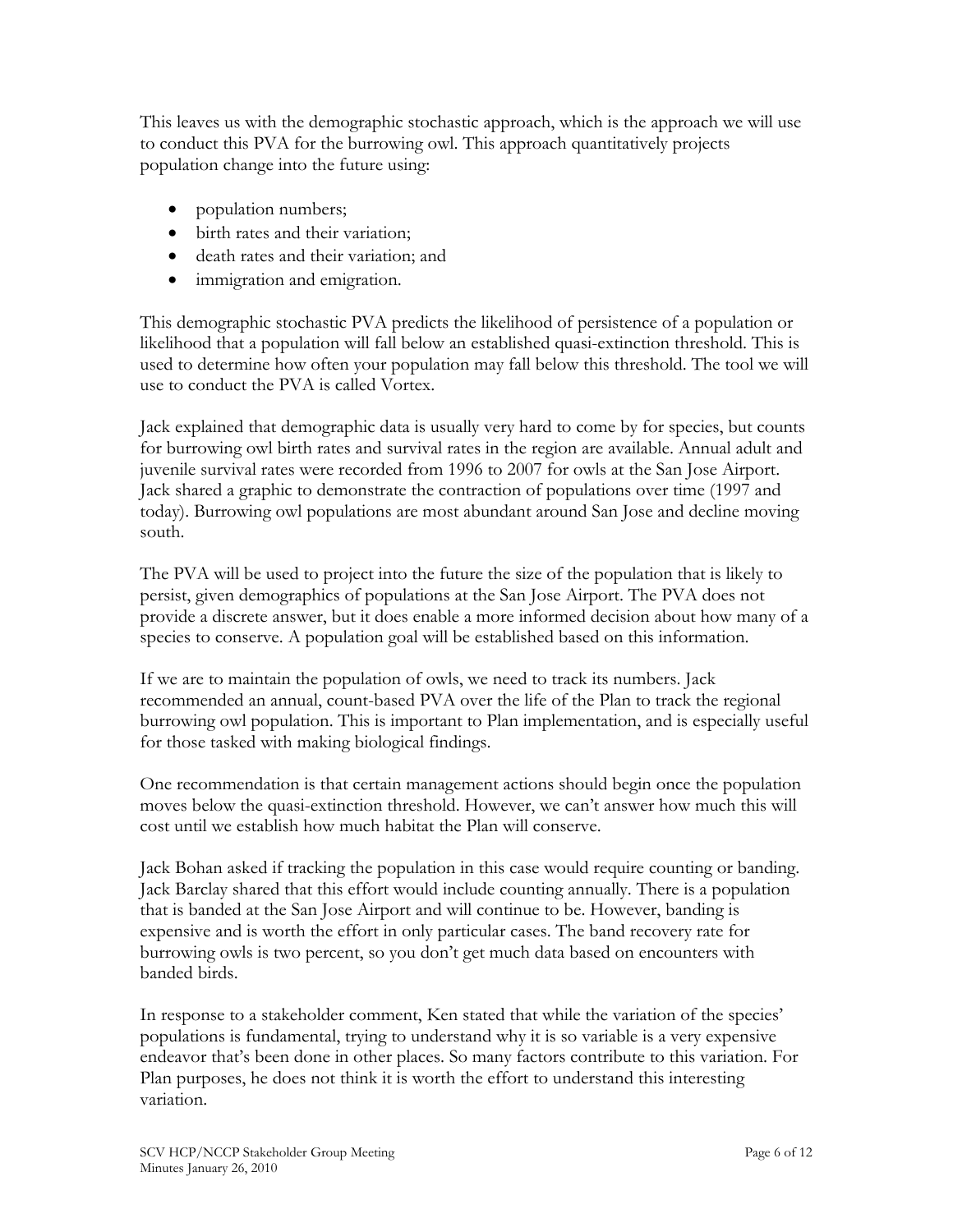This leaves us with the demographic stochastic approach, which is the approach we will use to conduct this PVA for the burrowing owl. This approach quantitatively projects population change into the future using:

- population numbers;
- birth rates and their variation;
- death rates and their variation; and
- immigration and emigration.

This demographic stochastic PVA predicts the likelihood of persistence of a population or likelihood that a population will fall below an established quasi-extinction threshold. This is used to determine how often your population may fall below this threshold. The tool we will use to conduct the PVA is called Vortex.

Jack explained that demographic data is usually very hard to come by for species, but counts for burrowing owl birth rates and survival rates in the region are available. Annual adult and juvenile survival rates were recorded from 1996 to 2007 for owls at the San Jose Airport. Jack shared a graphic to demonstrate the contraction of populations over time (1997 and today). Burrowing owl populations are most abundant around San Jose and decline moving south.

The PVA will be used to project into the future the size of the population that is likely to persist, given demographics of populations at the San Jose Airport. The PVA does not provide a discrete answer, but it does enable a more informed decision about how many of a species to conserve. A population goal will be established based on this information.

If we are to maintain the population of owls, we need to track its numbers. Jack recommended an annual, count-based PVA over the life of the Plan to track the regional burrowing owl population. This is important to Plan implementation, and is especially useful for those tasked with making biological findings.

One recommendation is that certain management actions should begin once the population moves below the quasi-extinction threshold. However, we can't answer how much this will cost until we establish how much habitat the Plan will conserve.

Jack Bohan asked if tracking the population in this case would require counting or banding. Jack Barclay shared that this effort would include counting annually. There is a population that is banded at the San Jose Airport and will continue to be. However, banding is expensive and is worth the effort in only particular cases. The band recovery rate for burrowing owls is two percent, so you don't get much data based on encounters with banded birds.

In response to a stakeholder comment, Ken stated that while the variation of the species' populations is fundamental, trying to understand why it is so variable is a very expensive endeavor that's been done in other places. So many factors contribute to this variation. For Plan purposes, he does not think it is worth the effort to understand this interesting variation.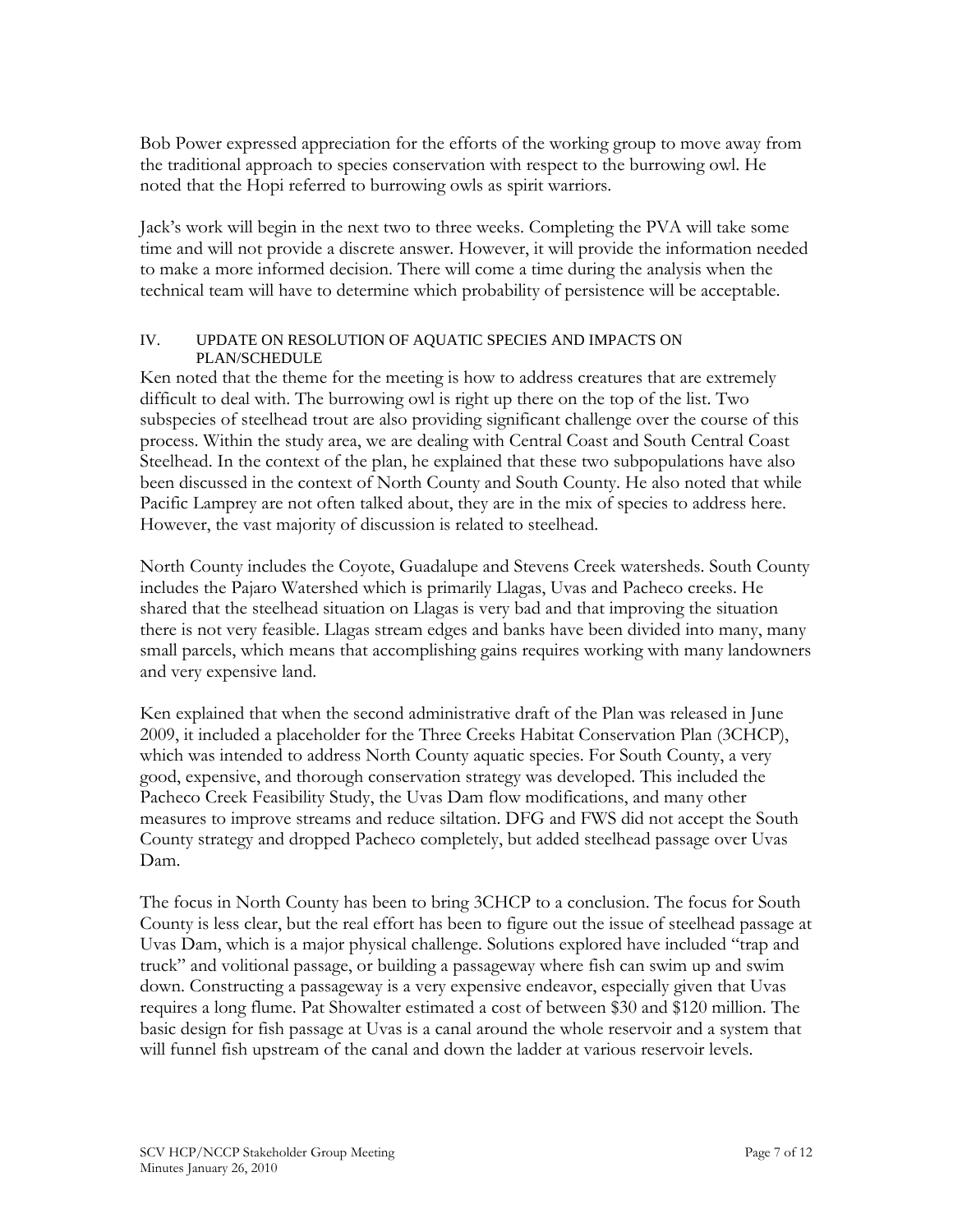Bob Power expressed appreciation for the efforts of the working group to move away from the traditional approach to species conservation with respect to the burrowing owl. He noted that the Hopi referred to burrowing owls as spirit warriors.

Jack's work will begin in the next two to three weeks. Completing the PVA will take some time and will not provide a discrete answer. However, it will provide the information needed to make a more informed decision. There will come a time during the analysis when the technical team will have to determine which probability of persistence will be acceptable.

## IV. UPDATE ON RESOLUTION OF AQUATIC SPECIES AND IMPACTS ON PLAN/SCHEDULE

Ken noted that the theme for the meeting is how to address creatures that are extremely difficult to deal with. The burrowing owl is right up there on the top of the list. Two subspecies of steelhead trout are also providing significant challenge over the course of this process. Within the study area, we are dealing with Central Coast and South Central Coast Steelhead. In the context of the plan, he explained that these two subpopulations have also been discussed in the context of North County and South County. He also noted that while Pacific Lamprey are not often talked about, they are in the mix of species to address here. However, the vast majority of discussion is related to steelhead.

North County includes the Coyote, Guadalupe and Stevens Creek watersheds. South County includes the Pajaro Watershed which is primarily Llagas, Uvas and Pacheco creeks. He shared that the steelhead situation on Llagas is very bad and that improving the situation there is not very feasible. Llagas stream edges and banks have been divided into many, many small parcels, which means that accomplishing gains requires working with many landowners and very expensive land.

Ken explained that when the second administrative draft of the Plan was released in June 2009, it included a placeholder for the Three Creeks Habitat Conservation Plan (3CHCP), which was intended to address North County aquatic species. For South County, a very good, expensive, and thorough conservation strategy was developed. This included the Pacheco Creek Feasibility Study, the Uvas Dam flow modifications, and many other measures to improve streams and reduce siltation. DFG and FWS did not accept the South County strategy and dropped Pacheco completely, but added steelhead passage over Uvas Dam.

The focus in North County has been to bring 3CHCP to a conclusion. The focus for South County is less clear, but the real effort has been to figure out the issue of steelhead passage at Uvas Dam, which is a major physical challenge. Solutions explored have included "trap and truck" and volitional passage, or building a passageway where fish can swim up and swim down. Constructing a passageway is a very expensive endeavor, especially given that Uvas requires a long flume. Pat Showalter estimated a cost of between $30 and $120 million. The basic design for fish passage at Uvas is a canal around the whole reservoir and a system that will funnel fish upstream of the canal and down the ladder at various reservoir levels.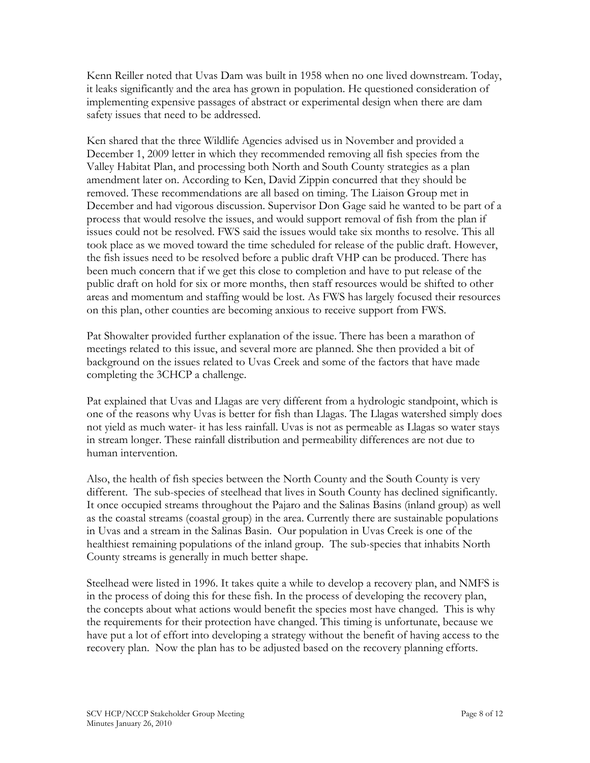Kenn Reiller noted that Uvas Dam was built in 1958 when no one lived downstream. Today, it leaks significantly and the area has grown in population. He questioned consideration of implementing expensive passages of abstract or experimental design when there are dam safety issues that need to be addressed.

Ken shared that the three Wildlife Agencies advised us in November and provided a December 1, 2009 letter in which they recommended removing all fish species from the Valley Habitat Plan, and processing both North and South County strategies as a plan amendment later on. According to Ken, David Zippin concurred that they should be removed. These recommendations are all based on timing. The Liaison Group met in December and had vigorous discussion. Supervisor Don Gage said he wanted to be part of a process that would resolve the issues, and would support removal of fish from the plan if issues could not be resolved. FWS said the issues would take six months to resolve. This all took place as we moved toward the time scheduled for release of the public draft. However, the fish issues need to be resolved before a public draft VHP can be produced. There has been much concern that if we get this close to completion and have to put release of the public draft on hold for six or more months, then staff resources would be shifted to other areas and momentum and staffing would be lost. As FWS has largely focused their resources on this plan, other counties are becoming anxious to receive support from FWS.

Pat Showalter provided further explanation of the issue. There has been a marathon of meetings related to this issue, and several more are planned. She then provided a bit of background on the issues related to Uvas Creek and some of the factors that have made completing the 3CHCP a challenge.

Pat explained that Uvas and Llagas are very different from a hydrologic standpoint, which is one of the reasons why Uvas is better for fish than Llagas. The Llagas watershed simply does not yield as much water- it has less rainfall. Uvas is not as permeable as Llagas so water stays in stream longer. These rainfall distribution and permeability differences are not due to human intervention.

Also, the health of fish species between the North County and the South County is very different. The sub-species of steelhead that lives in South County has declined significantly. It once occupied streams throughout the Pajaro and the Salinas Basins (inland group) as well as the coastal streams (coastal group) in the area. Currently there are sustainable populations in Uvas and a stream in the Salinas Basin. Our population in Uvas Creek is one of the healthiest remaining populations of the inland group. The sub-species that inhabits North County streams is generally in much better shape.

Steelhead were listed in 1996. It takes quite a while to develop a recovery plan, and NMFS is in the process of doing this for these fish. In the process of developing the recovery plan, the concepts about what actions would benefit the species most have changed. This is why the requirements for their protection have changed. This timing is unfortunate, because we have put a lot of effort into developing a strategy without the benefit of having access to the recovery plan. Now the plan has to be adjusted based on the recovery planning efforts.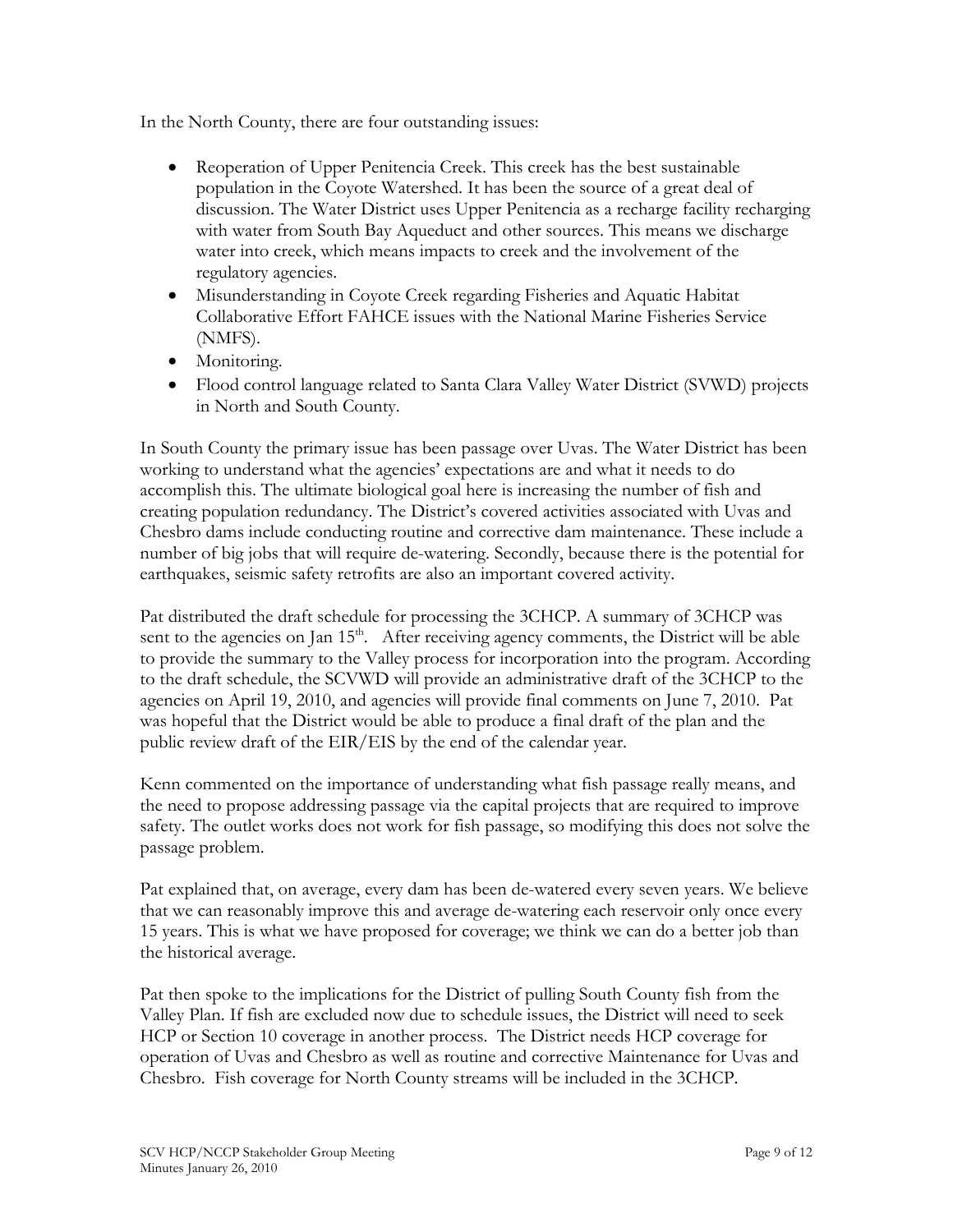In the North County, there are four outstanding issues:

- Reoperation of Upper Penitencia Creek. This creek has the best sustainable population in the Coyote Watershed. It has been the source of a great deal of discussion. The Water District uses Upper Penitencia as a recharge facility recharging with water from South Bay Aqueduct and other sources. This means we discharge water into creek, which means impacts to creek and the involvement of the regulatory agencies.
- Misunderstanding in Coyote Creek regarding Fisheries and Aquatic Habitat Collaborative Effort FAHCE issues with the National Marine Fisheries Service (NMFS).
- Monitoring.
- Flood control language related to Santa Clara Valley Water District (SVWD) projects in North and South County.

In South County the primary issue has been passage over Uvas. The Water District has been working to understand what the agencies' expectations are and what it needs to do accomplish this. The ultimate biological goal here is increasing the number of fish and creating population redundancy. The District's covered activities associated with Uvas and Chesbro dams include conducting routine and corrective dam maintenance. These include a number of big jobs that will require de-watering. Secondly, because there is the potential for earthquakes, seismic safety retrofits are also an important covered activity.

Pat distributed the draft schedule for processing the 3CHCP. A summary of 3CHCP was sent to the agencies on Jan 15th. After receiving agency comments, the District will be able to provide the summary to the Valley process for incorporation into the program. According to the draft schedule, the SCVWD will provide an administrative draft of the 3CHCP to the agencies on April 19, 2010, and agencies will provide final comments on June 7, 2010. Pat was hopeful that the District would be able to produce a final draft of the plan and the public review draft of the EIR/EIS by the end of the calendar year.

Kenn commented on the importance of understanding what fish passage really means, and the need to propose addressing passage via the capital projects that are required to improve safety. The outlet works does not work for fish passage, so modifying this does not solve the passage problem.

Pat explained that, on average, every dam has been de-watered every seven years. We believe that we can reasonably improve this and average de-watering each reservoir only once every 15 years. This is what we have proposed for coverage; we think we can do a better job than the historical average.

Pat then spoke to the implications for the District of pulling South County fish from the Valley Plan. If fish are excluded now due to schedule issues, the District will need to seek HCP or Section 10 coverage in another process. The District needs HCP coverage for operation of Uvas and Chesbro as well as routine and corrective Maintenance for Uvas and Chesbro. Fish coverage for North County streams will be included in the 3CHCP.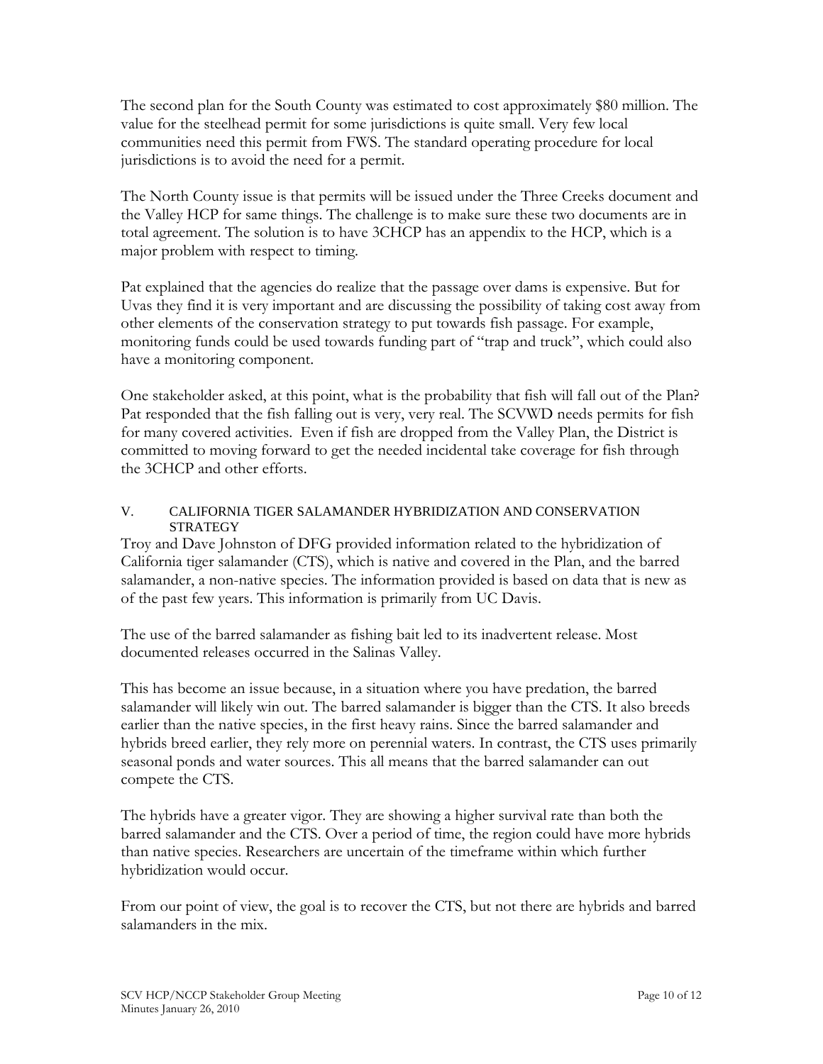The second plan for the South County was estimated to cost approximately $80 million. The value for the steelhead permit for some jurisdictions is quite small. Very few local communities need this permit from FWS. The standard operating procedure for local jurisdictions is to avoid the need for a permit.

The North County issue is that permits will be issued under the Three Creeks document and the Valley HCP for same things. The challenge is to make sure these two documents are in total agreement. The solution is to have 3CHCP has an appendix to the HCP, which is a major problem with respect to timing.

Pat explained that the agencies do realize that the passage over dams is expensive. But for Uvas they find it is very important and are discussing the possibility of taking cost away from other elements of the conservation strategy to put towards fish passage. For example, monitoring funds could be used towards funding part of "trap and truck", which could also have a monitoring component.

One stakeholder asked, at this point, what is the probability that fish will fall out of the Plan? Pat responded that the fish falling out is very, very real. The SCVWD needs permits for fish for many covered activities. Even if fish are dropped from the Valley Plan, the District is committed to moving forward to get the needed incidental take coverage for fish through the 3CHCP and other efforts.

## V. CALIFORNIA TIGER SALAMANDER HYBRIDIZATION AND CONSERVATION STRATEGY

Troy and Dave Johnston of DFG provided information related to the hybridization of California tiger salamander (CTS), which is native and covered in the Plan, and the barred salamander, a non-native species. The information provided is based on data that is new as of the past few years. This information is primarily from UC Davis.

The use of the barred salamander as fishing bait led to its inadvertent release. Most documented releases occurred in the Salinas Valley.

This has become an issue because, in a situation where you have predation, the barred salamander will likely win out. The barred salamander is bigger than the CTS. It also breeds earlier than the native species, in the first heavy rains. Since the barred salamander and hybrids breed earlier, they rely more on perennial waters. In contrast, the CTS uses primarily seasonal ponds and water sources. This all means that the barred salamander can out compete the CTS.

The hybrids have a greater vigor. They are showing a higher survival rate than both the barred salamander and the CTS. Over a period of time, the region could have more hybrids than native species. Researchers are uncertain of the timeframe within which further hybridization would occur.

From our point of view, the goal is to recover the CTS, but not there are hybrids and barred salamanders in the mix.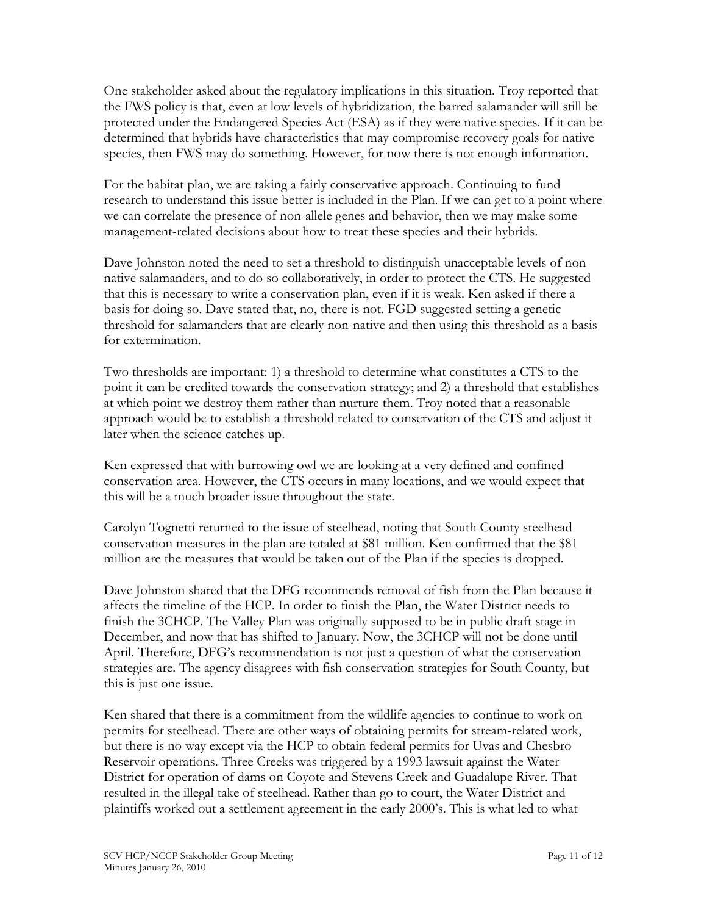One stakeholder asked about the regulatory implications in this situation. Troy reported that the FWS policy is that, even at low levels of hybridization, the barred salamander will still be protected under the Endangered Species Act (ESA) as if they were native species. If it can be determined that hybrids have characteristics that may compromise recovery goals for native species, then FWS may do something. However, for now there is not enough information.

For the habitat plan, we are taking a fairly conservative approach. Continuing to fund research to understand this issue better is included in the Plan. If we can get to a point where we can correlate the presence of non-allele genes and behavior, then we may make some management-related decisions about how to treat these species and their hybrids.

Dave Johnston noted the need to set a threshold to distinguish unacceptable levels of non-native salamanders, and to do so collaboratively, in order to protect the CTS. He suggested that this is necessary to write a conservation plan, even if it is weak. Ken asked if there a basis for doing so. Dave stated that, no, there is not. FGD suggested setting a genetic threshold for salamanders that are clearly non-native and then using this threshold as a basis for extermination.

Two thresholds are important: 1) a threshold to determine what constitutes a CTS to the point it can be credited towards the conservation strategy; and 2) a threshold that establishes at which point we destroy them rather than nurture them. Troy noted that a reasonable approach would be to establish a threshold related to conservation of the CTS and adjust it later when the science catches up.

Ken expressed that with burrowing owl we are looking at a very defined and confined conservation area. However, the CTS occurs in many locations, and we would expect that this will be a much broader issue throughout the state.

Carolyn Tognetti returned to the issue of steelhead, noting that South County steelhead conservation measures in the plan are totaled at $81 million. Ken confirmed that the $81 million are the measures that would be taken out of the Plan if the species is dropped.

Dave Johnston shared that the DFG recommends removal of fish from the Plan because it affects the timeline of the HCP. In order to finish the Plan, the Water District needs to finish the 3CHCP. The Valley Plan was originally supposed to be in public draft stage in December, and now that has shifted to January. Now, the 3CHCP will not be done until April. Therefore, DFG's recommendation is not just a question of what the conservation strategies are. The agency disagrees with fish conservation strategies for South County, but this is just one issue.

Ken shared that there is a commitment from the wildlife agencies to continue to work on permits for steelhead. There are other ways of obtaining permits for stream-related work, but there is no way except via the HCP to obtain federal permits for Uvas and Chesbro Reservoir operations. Three Creeks was triggered by a 1993 lawsuit against the Water District for operation of dams on Coyote and Stevens Creek and Guadalupe River. That resulted in the illegal take of steelhead. Rather than go to court, the Water District and plaintiffs worked out a settlement agreement in the early 2000's. This is what led to what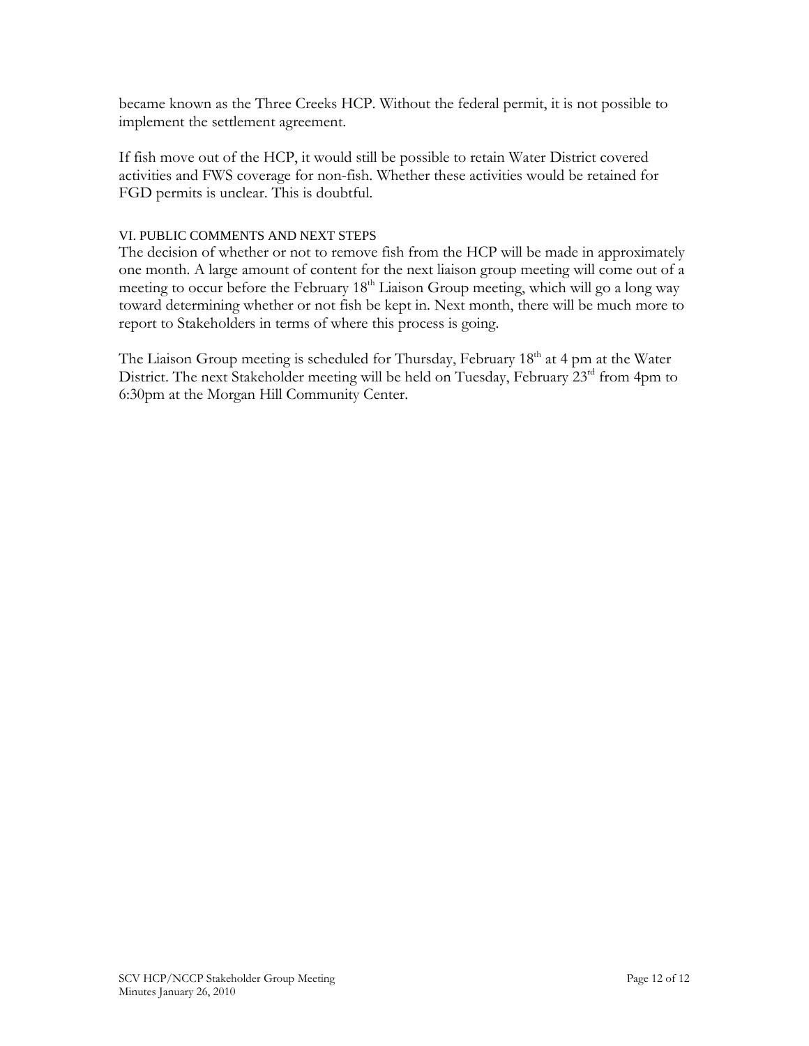became known as the Three Creeks HCP. Without the federal permit, it is not possible to implement the settlement agreement.

If fish move out of the HCP, it would still be possible to retain Water District covered activities and FWS coverage for non-fish. Whether these activities would be retained for FGD permits is unclear. This is doubtful.

## VI. PUBLIC COMMENTS AND NEXT STEPS

The decision of whether or not to remove fish from the HCP will be made in approximately one month. A large amount of content for the next liaison group meeting will come out of a meeting to occur before the February 18th Liaison Group meeting, which will go a long way toward determining whether or not fish be kept in. Next month, there will be much more to report to Stakeholders in terms of where this process is going.

The Liaison Group meeting is scheduled for Thursday, February 18th at 4 pm at the Water District. The next Stakeholder meeting will be held on Tuesday, February 23rd from 4pm to 6:30pm at the Morgan Hill Community Center.